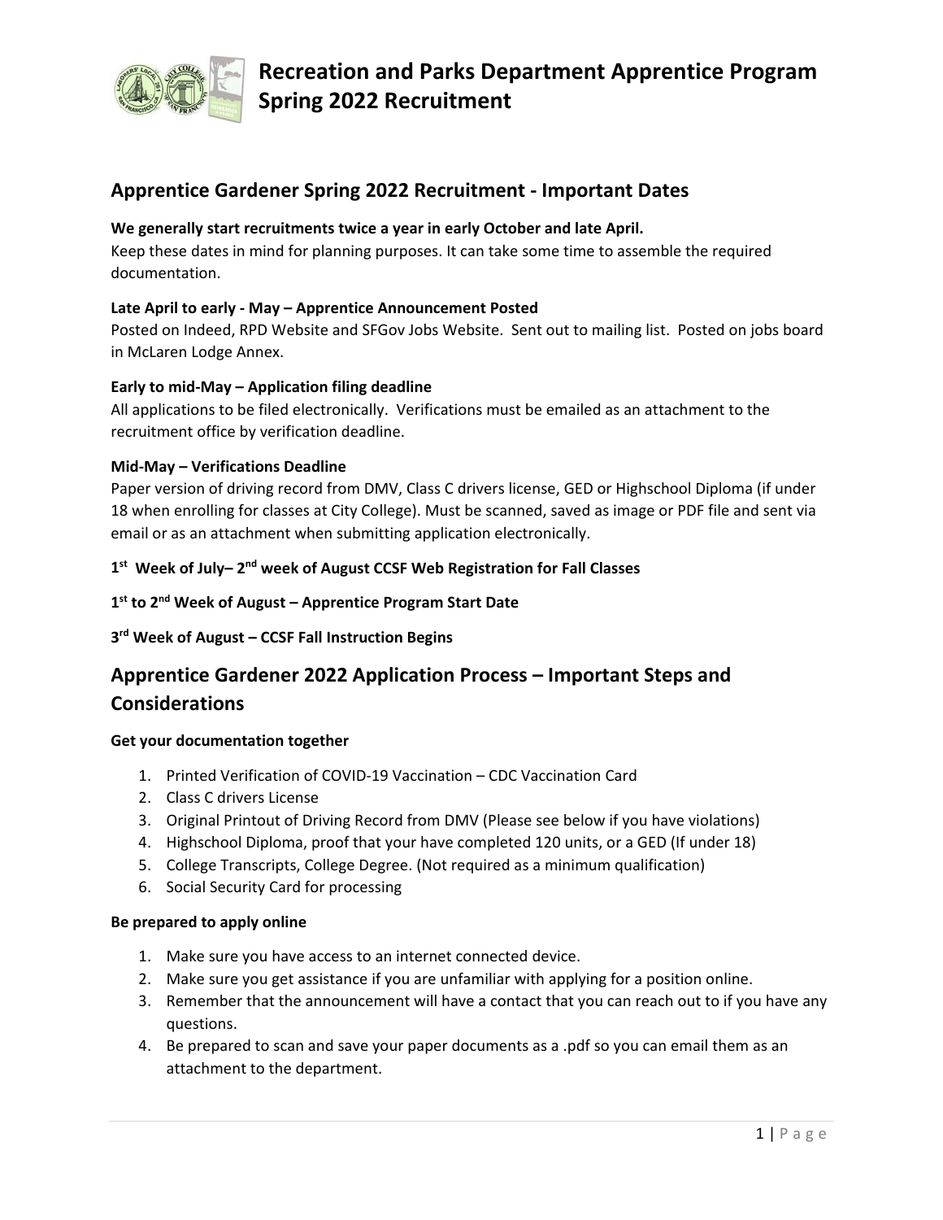# Recreation and Parks Department Apprentice Program Spring 2022 Recruitment

## Apprentice Gardener Spring 2022 Recruitment - Important Dates

**We generally start recruitments twice a year in early October and late April.**
Keep these dates in mind for planning purposes. It can take some time to assemble the required documentation.

**Late April to early - May – Apprentice Announcement Posted**
Posted on Indeed, RPD Website and SFGov Jobs Website. Sent out to mailing list. Posted on jobs board in McLaren Lodge Annex.

**Early to mid-May – Application filing deadline**
All applications to be filed electronically. Verifications must be emailed as an attachment to the recruitment office by verification deadline.

**Mid-May – Verifications Deadline**
Paper version of driving record from DMV, Class C drivers license, GED or Highschool Diploma (if under 18 when enrolling for classes at City College). Must be scanned, saved as image or PDF file and sent via email or as an attachment when submitting application electronically.

**1st Week of July– 2nd week of August CCSF Web Registration for Fall Classes**

**1st to 2nd Week of August – Apprentice Program Start Date**

**3rd Week of August – CCSF Fall Instruction Begins**

## Apprentice Gardener 2022 Application Process – Important Steps and Considerations

**Get your documentation together**

1. Printed Verification of COVID-19 Vaccination – CDC Vaccination Card
2. Class C drivers License
3. Original Printout of Driving Record from DMV (Please see below if you have violations)
4. Highschool Diploma, proof that your have completed 120 units, or a GED (If under 18)
5. College Transcripts, College Degree. (Not required as a minimum qualification)
6. Social Security Card for processing

**Be prepared to apply online**

1. Make sure you have access to an internet connected device.
2. Make sure you get assistance if you are unfamiliar with applying for a position online.
3. Remember that the announcement will have a contact that you can reach out to if you have any questions.
4. Be prepared to scan and save your paper documents as a .pdf so you can email them as an attachment to the department.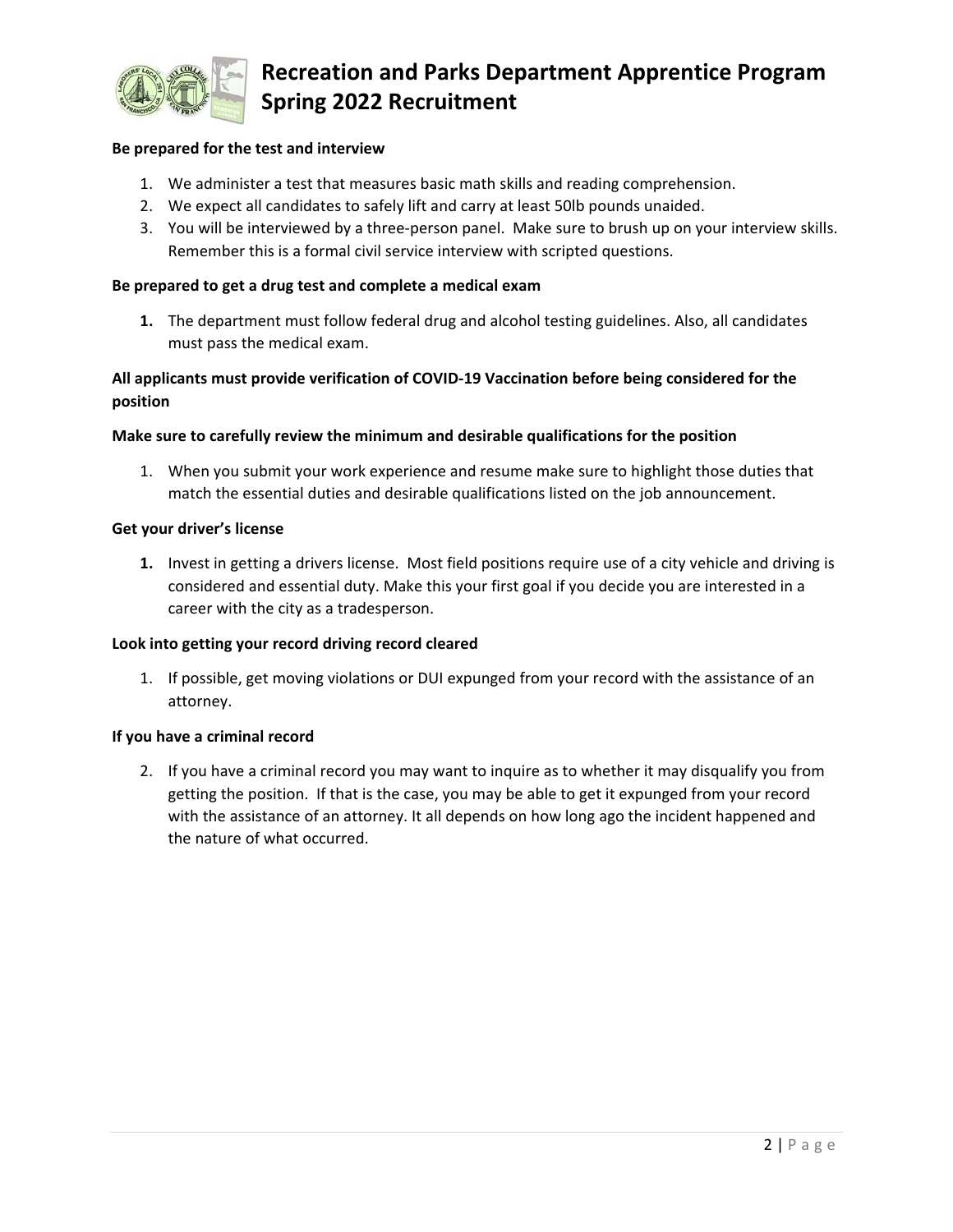**Be prepared for the test and interview**

1. We administer a test that measures basic math skills and reading comprehension.
2. We expect all candidates to safely lift and carry at least 50lb pounds unaided.
3. You will be interviewed by a three-person panel. Make sure to brush up on your interview skills. Remember this is a formal civil service interview with scripted questions.

**Be prepared to get a drug test and complete a medical exam**

1. The department must follow federal drug and alcohol testing guidelines. Also, all candidates must pass the medical exam.

**All applicants must provide verification of COVID-19 Vaccination before being considered for the position**

**Make sure to carefully review the minimum and desirable qualifications for the position**

1. When you submit your work experience and resume make sure to highlight those duties that match the essential duties and desirable qualifications listed on the job announcement.

**Get your driver's license**

1. Invest in getting a drivers license. Most field positions require use of a city vehicle and driving is considered and essential duty. Make this your first goal if you decide you are interested in a career with the city as a tradesperson.

**Look into getting your record driving record cleared**

1. If possible, get moving violations or DUI expunged from your record with the assistance of an attorney.

**If you have a criminal record**

2. If you have a criminal record you may want to inquire as to whether it may disqualify you from getting the position. If that is the case, you may be able to get it expunged from your record with the assistance of an attorney. It all depends on how long ago the incident happened and the nature of what occurred.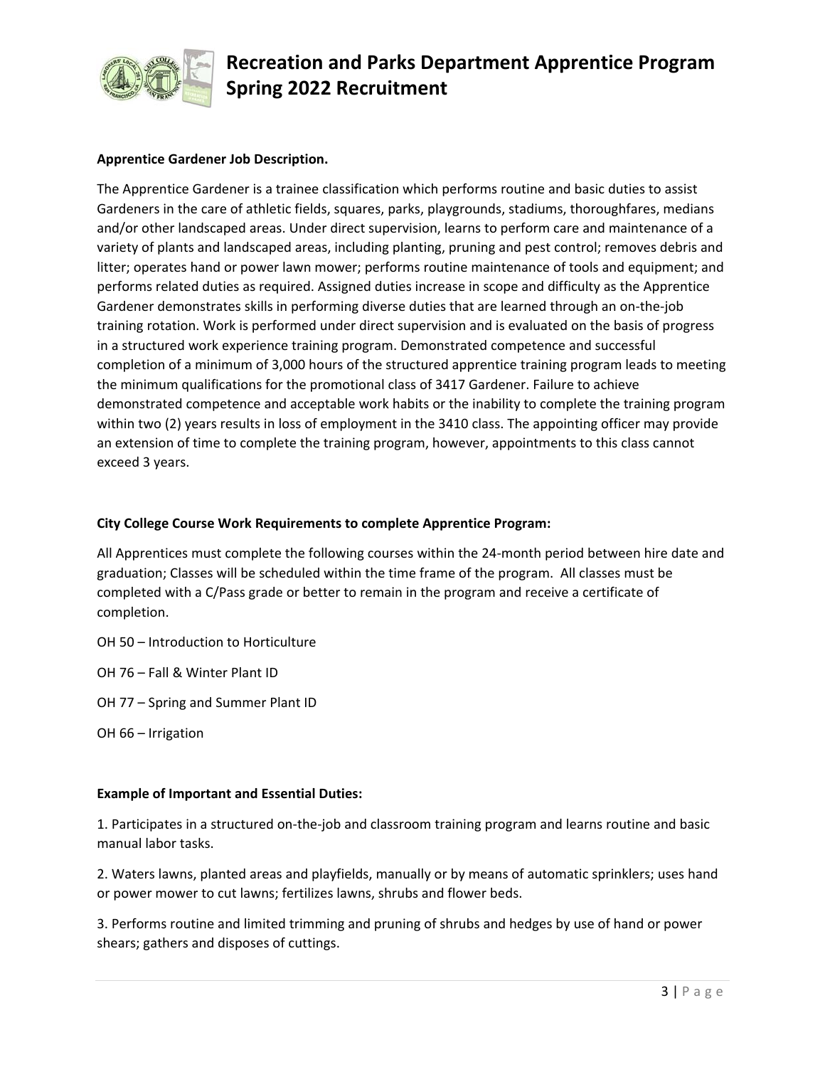**Apprentice Gardener Job Description.**

The Apprentice Gardener is a trainee classification which performs routine and basic duties to assist Gardeners in the care of athletic fields, squares, parks, playgrounds, stadiums, thoroughfares, medians and/or other landscaped areas. Under direct supervision, learns to perform care and maintenance of a variety of plants and landscaped areas, including planting, pruning and pest control; removes debris and litter; operates hand or power lawn mower; performs routine maintenance of tools and equipment; and performs related duties as required. Assigned duties increase in scope and difficulty as the Apprentice Gardener demonstrates skills in performing diverse duties that are learned through an on-the-job training rotation. Work is performed under direct supervision and is evaluated on the basis of progress in a structured work experience training program. Demonstrated competence and successful completion of a minimum of 3,000 hours of the structured apprentice training program leads to meeting the minimum qualifications for the promotional class of 3417 Gardener. Failure to achieve demonstrated competence and acceptable work habits or the inability to complete the training program within two (2) years results in loss of employment in the 3410 class. The appointing officer may provide an extension of time to complete the training program, however, appointments to this class cannot exceed 3 years.

**City College Course Work Requirements to complete Apprentice Program:**

All Apprentices must complete the following courses within the 24-month period between hire date and graduation; Classes will be scheduled within the time frame of the program. All classes must be completed with a C/Pass grade or better to remain in the program and receive a certificate of completion.

OH 50 – Introduction to Horticulture

OH 76 – Fall & Winter Plant ID

OH 77 – Spring and Summer Plant ID

OH 66 – Irrigation

**Example of Important and Essential Duties:**

1. Participates in a structured on-the-job and classroom training program and learns routine and basic manual labor tasks.

2. Waters lawns, planted areas and playfields, manually or by means of automatic sprinklers; uses hand or power mower to cut lawns; fertilizes lawns, shrubs and flower beds.

3. Performs routine and limited trimming and pruning of shrubs and hedges by use of hand or power shears; gathers and disposes of cuttings.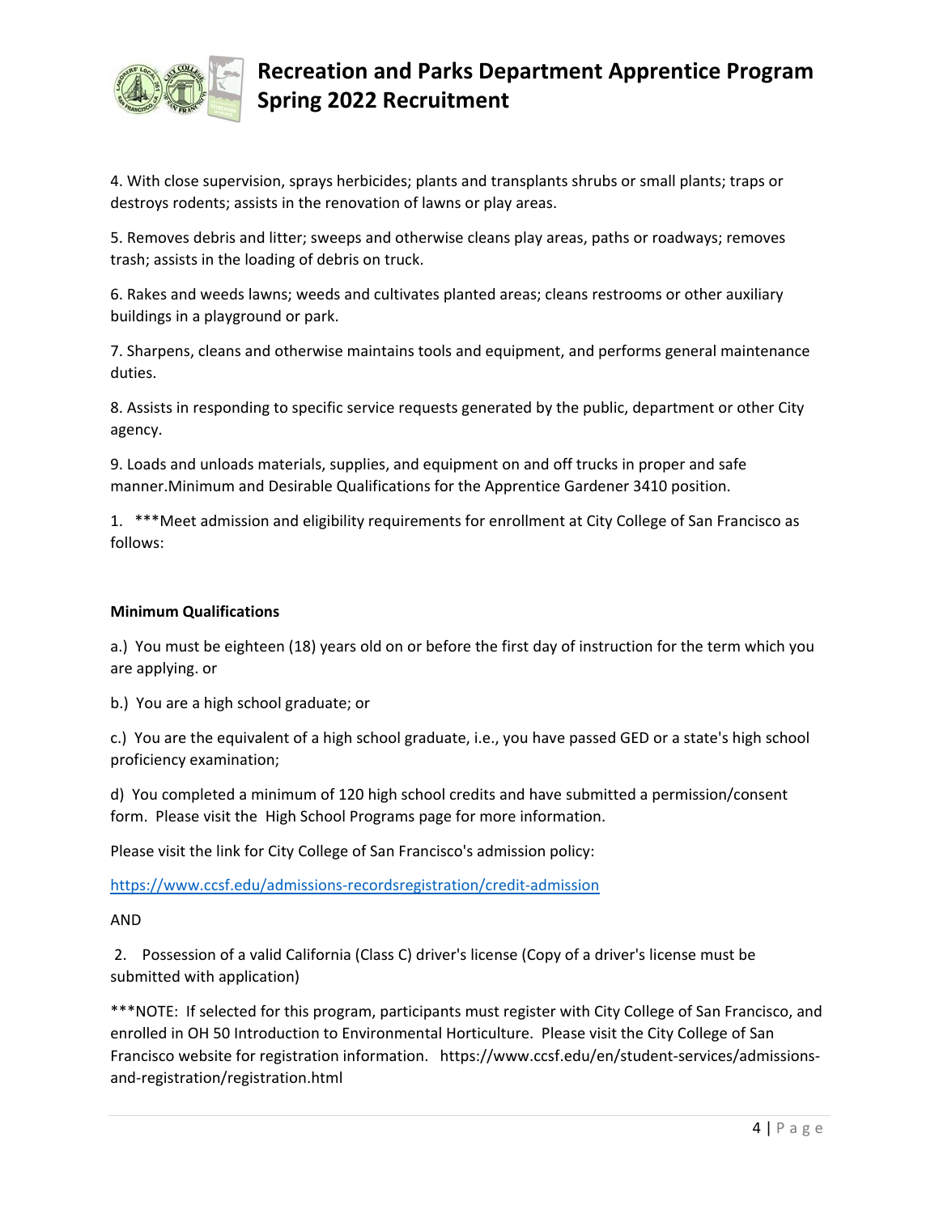4. With close supervision, sprays herbicides; plants and transplants shrubs or small plants; traps or destroys rodents; assists in the renovation of lawns or play areas.

5. Removes debris and litter; sweeps and otherwise cleans play areas, paths or roadways; removes trash; assists in the loading of debris on truck.

6. Rakes and weeds lawns; weeds and cultivates planted areas; cleans restrooms or other auxiliary buildings in a playground or park.

7. Sharpens, cleans and otherwise maintains tools and equipment, and performs general maintenance duties.

8. Assists in responding to specific service requests generated by the public, department or other City agency.

9. Loads and unloads materials, supplies, and equipment on and off trucks in proper and safe manner.Minimum and Desirable Qualifications for the Apprentice Gardener 3410 position.

1. ***Meet admission and eligibility requirements for enrollment at City College of San Francisco as follows:

**Minimum Qualifications**

a.) You must be eighteen (18) years old on or before the first day of instruction for the term which you are applying. or

b.) You are a high school graduate; or

c.) You are the equivalent of a high school graduate, i.e., you have passed GED or a state's high school proficiency examination;

d) You completed a minimum of 120 high school credits and have submitted a permission/consent form. Please visit the High School Programs page for more information.

Please visit the link for City College of San Francisco's admission policy:

https://www.ccsf.edu/admissions-recordsregistration/credit-admission

AND

2. Possession of a valid California (Class C) driver's license (Copy of a driver's license must be submitted with application)

***NOTE: If selected for this program, participants must register with City College of San Francisco, and enrolled in OH 50 Introduction to Environmental Horticulture. Please visit the City College of San Francisco website for registration information. https://www.ccsf.edu/en/student-services/admissions-and-registration/registration.html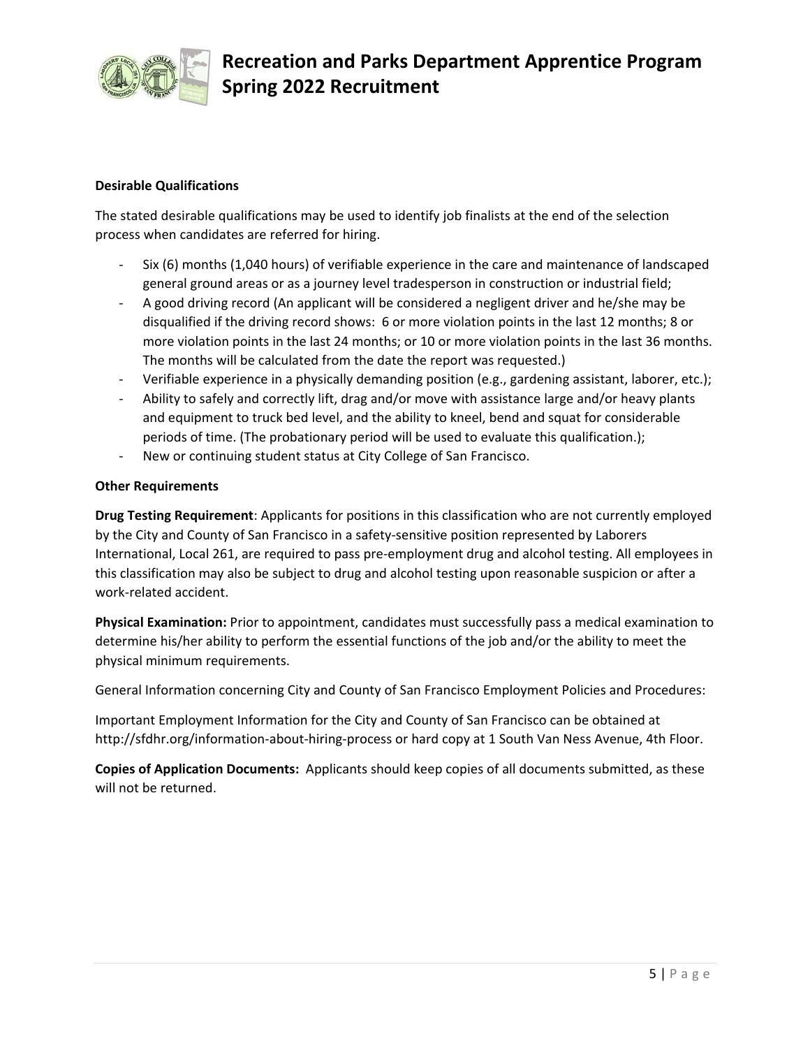**Desirable Qualifications**

The stated desirable qualifications may be used to identify job finalists at the end of the selection process when candidates are referred for hiring.

- Six (6) months (1,040 hours) of verifiable experience in the care and maintenance of landscaped general ground areas or as a journey level tradesperson in construction or industrial field;
- A good driving record (An applicant will be considered a negligent driver and he/she may be disqualified if the driving record shows: 6 or more violation points in the last 12 months; 8 or more violation points in the last 24 months; or 10 or more violation points in the last 36 months. The months will be calculated from the date the report was requested.)
- Verifiable experience in a physically demanding position (e.g., gardening assistant, laborer, etc.);
- Ability to safely and correctly lift, drag and/or move with assistance large and/or heavy plants and equipment to truck bed level, and the ability to kneel, bend and squat for considerable periods of time. (The probationary period will be used to evaluate this qualification.);
- New or continuing student status at City College of San Francisco.

**Other Requirements**

**Drug Testing Requirement**: Applicants for positions in this classification who are not currently employed by the City and County of San Francisco in a safety-sensitive position represented by Laborers International, Local 261, are required to pass pre-employment drug and alcohol testing. All employees in this classification may also be subject to drug and alcohol testing upon reasonable suspicion or after a work-related accident.

**Physical Examination:** Prior to appointment, candidates must successfully pass a medical examination to determine his/her ability to perform the essential functions of the job and/or the ability to meet the physical minimum requirements.

General Information concerning City and County of San Francisco Employment Policies and Procedures:

Important Employment Information for the City and County of San Francisco can be obtained at http://sfdhr.org/information-about-hiring-process or hard copy at 1 South Van Ness Avenue, 4th Floor.

**Copies of Application Documents:** Applicants should keep copies of all documents submitted, as these will not be returned.